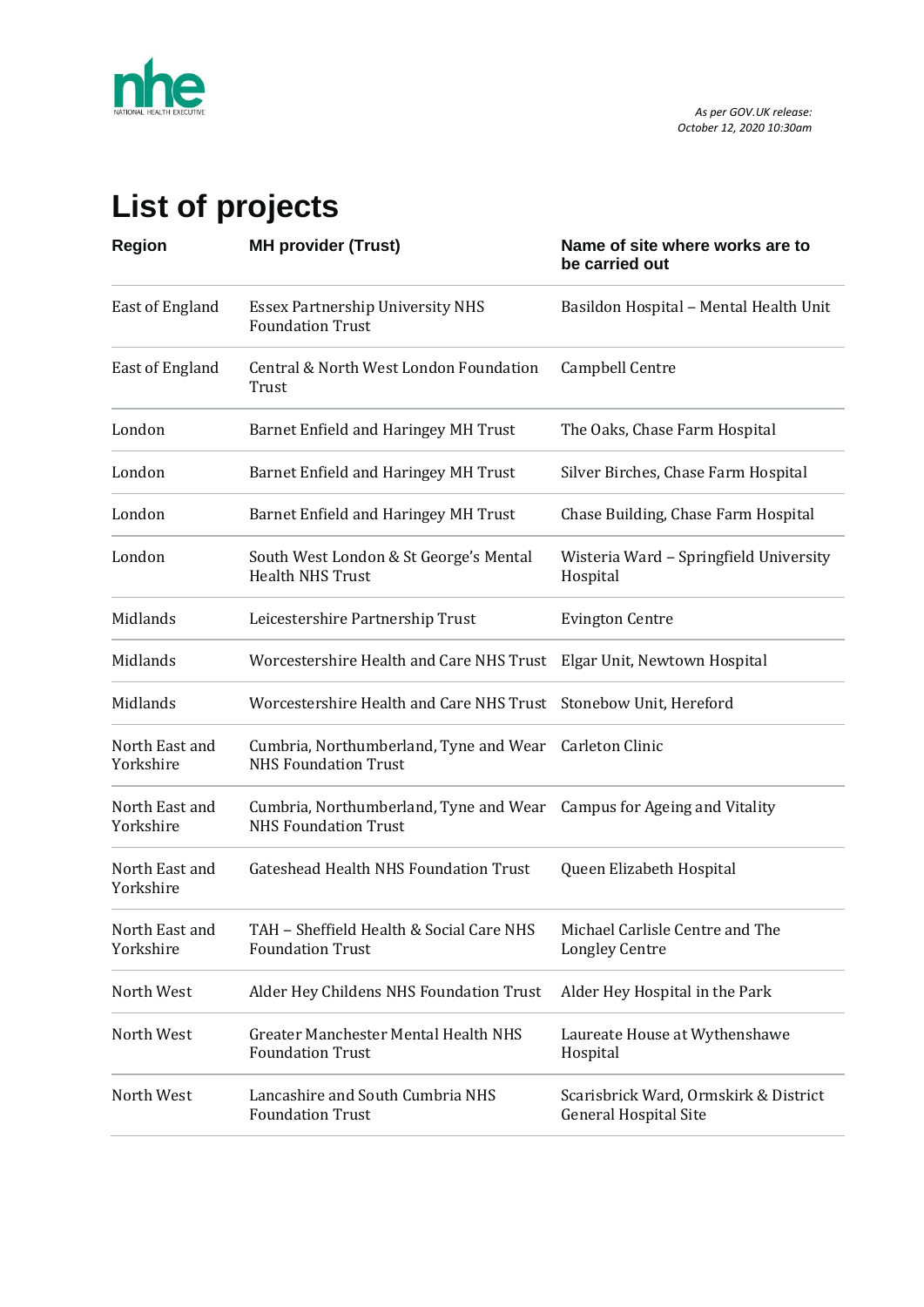*As per GOV.UK release: October 12, 2020 10:30am*

# List of projects

| Region | MH provider (Trust) | Name of site where works are to be carried out |
|---|---|---|
| East of England | Essex Partnership University NHS Foundation Trust | Basildon Hospital – Mental Health Unit |
| East of England | Central & North West London Foundation Trust | Campbell Centre |
| London | Barnet Enfield and Haringey MH Trust | The Oaks, Chase Farm Hospital |
| London | Barnet Enfield and Haringey MH Trust | Silver Birches, Chase Farm Hospital |
| London | Barnet Enfield and Haringey MH Trust | Chase Building, Chase Farm Hospital |
| London | South West London & St George's Mental Health NHS Trust | Wisteria Ward – Springfield University Hospital |
| Midlands | Leicestershire Partnership Trust | Evington Centre |
| Midlands | Worcestershire Health and Care NHS Trust | Elgar Unit, Newtown Hospital |
| Midlands | Worcestershire Health and Care NHS Trust | Stonebow Unit, Hereford |
| North East and Yorkshire | Cumbria, Northumberland, Tyne and Wear NHS Foundation Trust | Carleton Clinic |
| North East and Yorkshire | Cumbria, Northumberland, Tyne and Wear NHS Foundation Trust | Campus for Ageing and Vitality |
| North East and Yorkshire | Gateshead Health NHS Foundation Trust | Queen Elizabeth Hospital |
| North East and Yorkshire | TAH – Sheffield Health & Social Care NHS Foundation Trust | Michael Carlisle Centre and The Longley Centre |
| North West | Alder Hey Childens NHS Foundation Trust | Alder Hey Hospital in the Park |
| North West | Greater Manchester Mental Health NHS Foundation Trust | Laureate House at Wythenshawe Hospital |
| North West | Lancashire and South Cumbria NHS Foundation Trust | Scarisbrick Ward, Ormskirk & District General Hospital Site |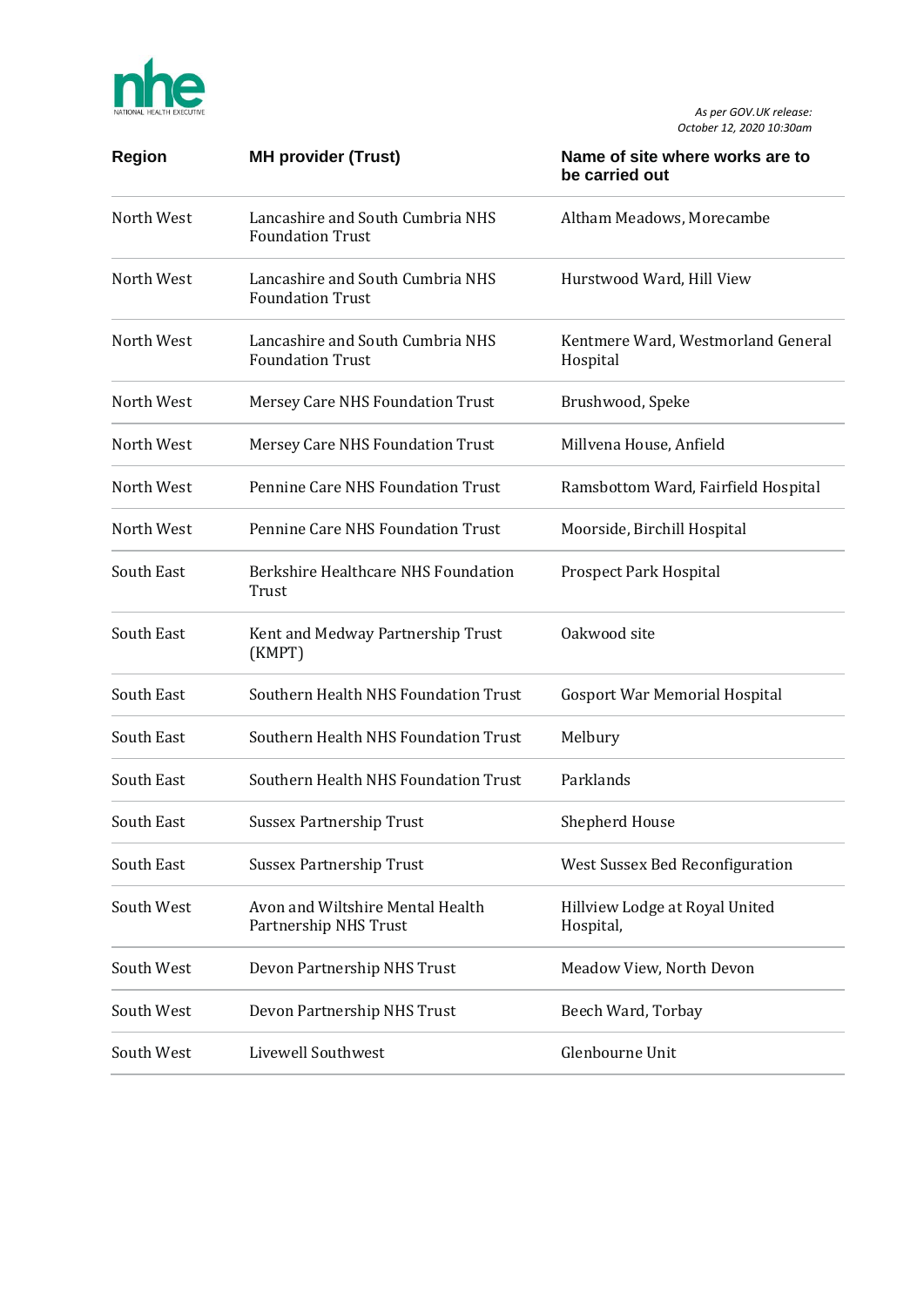*As per GOV.UK release: October 12, 2020 10:30am*

| Region | MH provider (Trust) | Name of site where works are to be carried out |
|---|---|---|
| North West | Lancashire and South Cumbria NHS Foundation Trust | Altham Meadows, Morecambe |
| North West | Lancashire and South Cumbria NHS Foundation Trust | Hurstwood Ward, Hill View |
| North West | Lancashire and South Cumbria NHS Foundation Trust | Kentmere Ward, Westmorland General Hospital |
| North West | Mersey Care NHS Foundation Trust | Brushwood, Speke |
| North West | Mersey Care NHS Foundation Trust | Millvena House, Anfield |
| North West | Pennine Care NHS Foundation Trust | Ramsbottom Ward, Fairfield Hospital |
| North West | Pennine Care NHS Foundation Trust | Moorside, Birchill Hospital |
| South East | Berkshire Healthcare NHS Foundation Trust | Prospect Park Hospital |
| South East | Kent and Medway Partnership Trust (KMPT) | Oakwood site |
| South East | Southern Health NHS Foundation Trust | Gosport War Memorial Hospital |
| South East | Southern Health NHS Foundation Trust | Melbury |
| South East | Southern Health NHS Foundation Trust | Parklands |
| South East | Sussex Partnership Trust | Shepherd House |
| South East | Sussex Partnership Trust | West Sussex Bed Reconfiguration |
| South West | Avon and Wiltshire Mental Health Partnership NHS Trust | Hillview Lodge at Royal United Hospital, |
| South West | Devon Partnership NHS Trust | Meadow View, North Devon |
| South West | Devon Partnership NHS Trust | Beech Ward, Torbay |
| South West | Livewell Southwest | Glenbourne Unit |